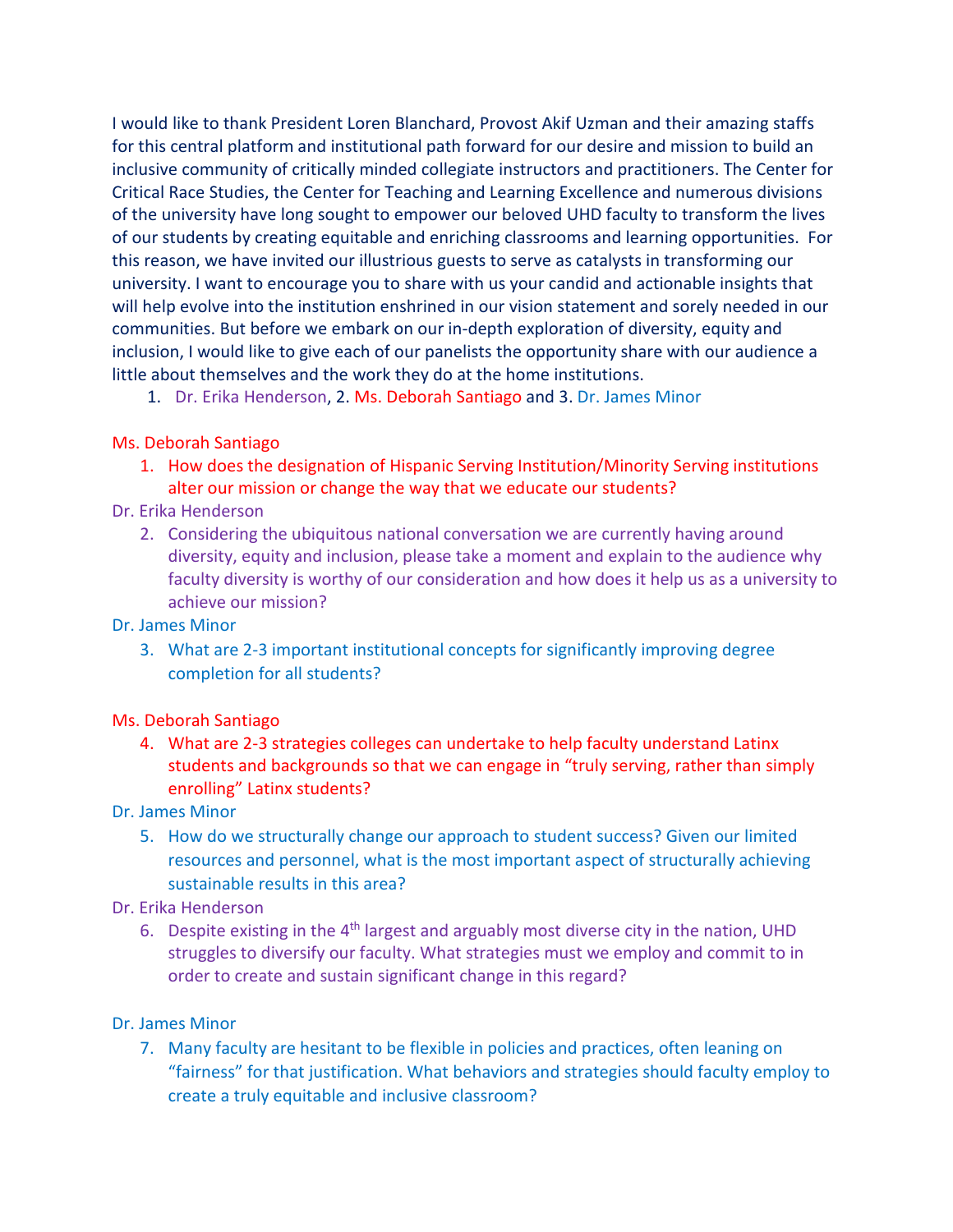I would like to thank President Loren Blanchard, Provost Akif Uzman and their amazing staffs for this central platform and institutional path forward for our desire and mission to build an inclusive community of critically minded collegiate instructors and practitioners. The Center for Critical Race Studies, the Center for Teaching and Learning Excellence and numerous divisions of the university have long sought to empower our beloved UHD faculty to transform the lives of our students by creating equitable and enriching classrooms and learning opportunities. For this reason, we have invited our illustrious guests to serve as catalysts in transforming our university. I want to encourage you to share with us your candid and actionable insights that will help evolve into the institution enshrined in our vision statement and sorely needed in our communities. But before we embark on our in-depth exploration of diversity, equity and inclusion, I would like to give each of our panelists the opportunity share with our audience a little about themselves and the work they do at the home institutions.

1. Dr. Erika Henderson, 2. Ms. Deborah Santiago and 3. Dr. James Minor

Ms. Deborah Santiago

1. How does the designation of Hispanic Serving Institution/Minority Serving institutions alter our mission or change the way that we educate our students?

Dr. Erika Henderson

2. Considering the ubiquitous national conversation we are currently having around diversity, equity and inclusion, please take a moment and explain to the audience why faculty diversity is worthy of our consideration and how does it help us as a university to achieve our mission?

Dr. James Minor

3. What are 2-3 important institutional concepts for significantly improving degree completion for all students?

Ms. Deborah Santiago

4. What are 2-3 strategies colleges can undertake to help faculty understand Latinx students and backgrounds so that we can engage in "truly serving, rather than simply enrolling" Latinx students?

Dr. James Minor

5. How do we structurally change our approach to student success? Given our limited resources and personnel, what is the most important aspect of structurally achieving sustainable results in this area?

Dr. Erika Henderson

6. Despite existing in the 4th largest and arguably most diverse city in the nation, UHD struggles to diversify our faculty. What strategies must we employ and commit to in order to create and sustain significant change in this regard?

Dr. James Minor

7. Many faculty are hesitant to be flexible in policies and practices, often leaning on "fairness" for that justification. What behaviors and strategies should faculty employ to create a truly equitable and inclusive classroom?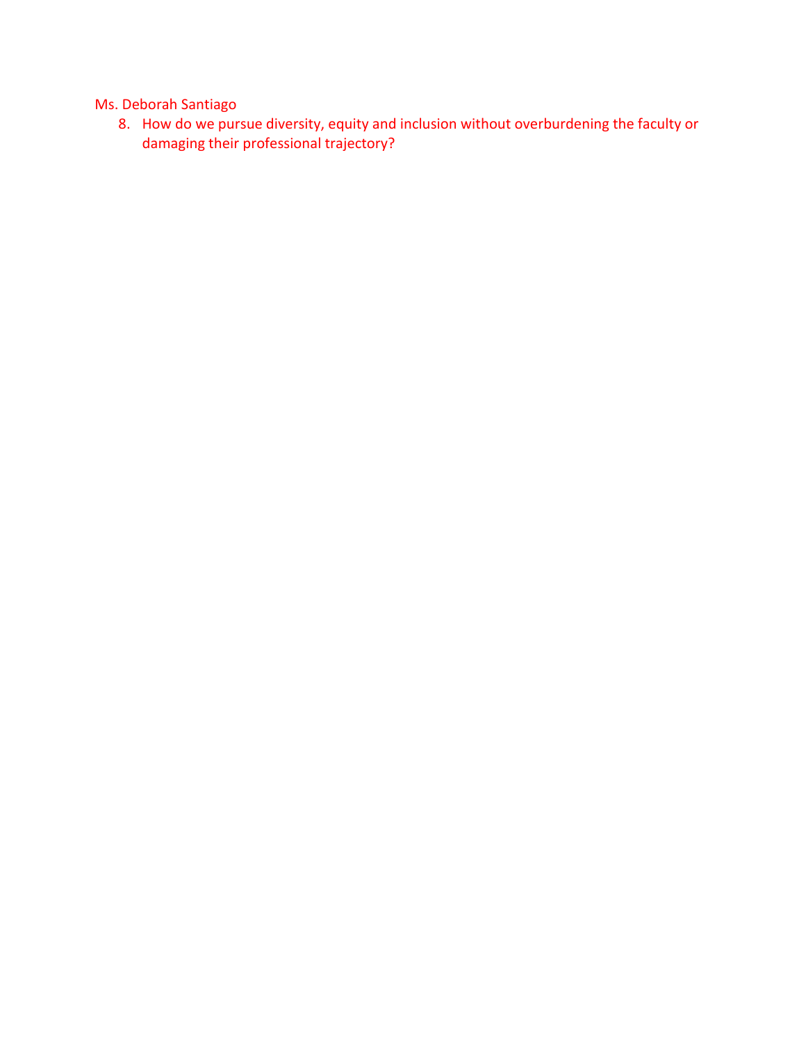Ms. Deborah Santiago

8. How do we pursue diversity, equity and inclusion without overburdening the faculty or damaging their professional trajectory?